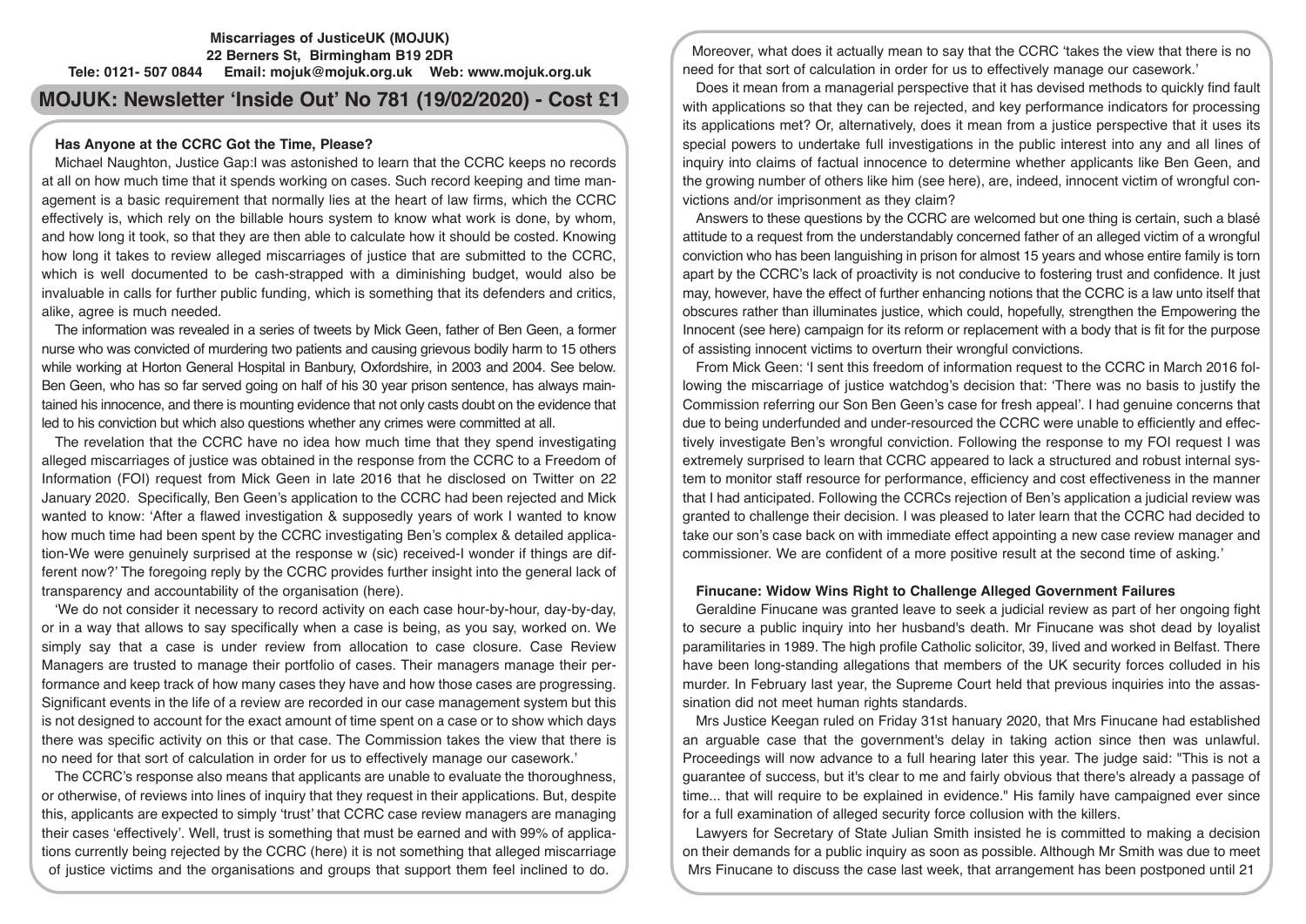**Miscarriages of JusticeUK (MOJUK)**
**22 Berners St, Birmingham B19 2DR**
**Tele: 0121- 507 0844 Email: mojuk@mojuk.org.uk Web: www.mojuk.org.uk**

# MOJUK: Newsletter 'Inside Out' No 781 (19/02/2020) - Cost £1

## Has Anyone at the CCRC Got the Time, Please?

Michael Naughton, Justice Gap:I was astonished to learn that the CCRC keeps no records at all on how much time that it spends working on cases. Such record keeping and time management is a basic requirement that normally lies at the heart of law firms, which the CCRC effectively is, which rely on the billable hours system to know what work is done, by whom, and how long it took, so that they are then able to calculate how it should be costed. Knowing how long it takes to review alleged miscarriages of justice that are submitted to the CCRC, which is well documented to be cash-strapped with a diminishing budget, would also be invaluable in calls for further public funding, which is something that its defenders and critics, alike, agree is much needed.

The information was revealed in a series of tweets by Mick Geen, father of Ben Geen, a former nurse who was convicted of murdering two patients and causing grievous bodily harm to 15 others while working at Horton General Hospital in Banbury, Oxfordshire, in 2003 and 2004. See below. Ben Geen, who has so far served going on half of his 30 year prison sentence, has always maintained his innocence, and there is mounting evidence that not only casts doubt on the evidence that led to his conviction but which also questions whether any crimes were committed at all.

The revelation that the CCRC have no idea how much time that they spend investigating alleged miscarriages of justice was obtained in the response from the CCRC to a Freedom of Information (FOI) request from Mick Geen in late 2016 that he disclosed on Twitter on 22 January 2020. Specifically, Ben Geen's application to the CCRC had been rejected and Mick wanted to know: 'After a flawed investigation & supposedly years of work I wanted to know how much time had been spent by the CCRC investigating Ben's complex & detailed application-We were genuinely surprised at the response w (sic) received-I wonder if things are different now?' The foregoing reply by the CCRC provides further insight into the general lack of transparency and accountability of the organisation (here).

'We do not consider it necessary to record activity on each case hour-by-hour, day-by-day, or in a way that allows to say specifically when a case is being, as you say, worked on. We simply say that a case is under review from allocation to case closure. Case Review Managers are trusted to manage their portfolio of cases. Their managers manage their performance and keep track of how many cases they have and how those cases are progressing. Significant events in the life of a review are recorded in our case management system but this is not designed to account for the exact amount of time spent on a case or to show which days there was specific activity on this or that case. The Commission takes the view that there is no need for that sort of calculation in order for us to effectively manage our casework.'

The CCRC's response also means that applicants are unable to evaluate the thoroughness, or otherwise, of reviews into lines of inquiry that they request in their applications. But, despite this, applicants are expected to simply 'trust' that CCRC case review managers are managing their cases 'effectively'. Well, trust is something that must be earned and with 99% of applications currently being rejected by the CCRC (here) it is not something that alleged miscarriage of justice victims and the organisations and groups that support them feel inclined to do.

Moreover, what does it actually mean to say that the CCRC 'takes the view that there is no need for that sort of calculation in order for us to effectively manage our casework.'

Does it mean from a managerial perspective that it has devised methods to quickly find fault with applications so that they can be rejected, and key performance indicators for processing its applications met? Or, alternatively, does it mean from a justice perspective that it uses its special powers to undertake full investigations in the public interest into any and all lines of inquiry into claims of factual innocence to determine whether applicants like Ben Geen, and the growing number of others like him (see here), are, indeed, innocent victim of wrongful convictions and/or imprisonment as they claim?

Answers to these questions by the CCRC are welcomed but one thing is certain, such a blasé attitude to a request from the understandably concerned father of an alleged victim of a wrongful conviction who has been languishing in prison for almost 15 years and whose entire family is torn apart by the CCRC's lack of proactivity is not conducive to fostering trust and confidence. It just may, however, have the effect of further enhancing notions that the CCRC is a law unto itself that obscures rather than illuminates justice, which could, hopefully, strengthen the Empowering the Innocent (see here) campaign for its reform or replacement with a body that is fit for the purpose of assisting innocent victims to overturn their wrongful convictions.

From Mick Geen: 'I sent this freedom of information request to the CCRC in March 2016 following the miscarriage of justice watchdog's decision that: 'There was no basis to justify the Commission referring our Son Ben Geen's case for fresh appeal'. I had genuine concerns that due to being underfunded and under-resourced the CCRC were unable to efficiently and effectively investigate Ben's wrongful conviction. Following the response to my FOI request I was extremely surprised to learn that CCRC appeared to lack a structured and robust internal system to monitor staff resource for performance, efficiency and cost effectiveness in the manner that I had anticipated. Following the CCRCs rejection of Ben's application a judicial review was granted to challenge their decision. I was pleased to later learn that the CCRC had decided to take our son's case back on with immediate effect appointing a new case review manager and commissioner. We are confident of a more positive result at the second time of asking.'

## Finucane: Widow Wins Right to Challenge Alleged Government Failures

Geraldine Finucane was granted leave to seek a judicial review as part of her ongoing fight to secure a public inquiry into her husband's death. Mr Finucane was shot dead by loyalist paramilitaries in 1989. The high profile Catholic solicitor, 39, lived and worked in Belfast. There have been long-standing allegations that members of the UK security forces colluded in his murder. In February last year, the Supreme Court held that previous inquiries into the assassination did not meet human rights standards.

Mrs Justice Keegan ruled on Friday 31st hanuary 2020, that Mrs Finucane had established an arguable case that the government's delay in taking action since then was unlawful. Proceedings will now advance to a full hearing later this year. The judge said: "This is not a guarantee of success, but it's clear to me and fairly obvious that there's already a passage of time... that will require to be explained in evidence." His family have campaigned ever since for a full examination of alleged security force collusion with the killers.

Lawyers for Secretary of State Julian Smith insisted he is committed to making a decision on their demands for a public inquiry as soon as possible. Although Mr Smith was due to meet Mrs Finucane to discuss the case last week, that arrangement has been postponed until 21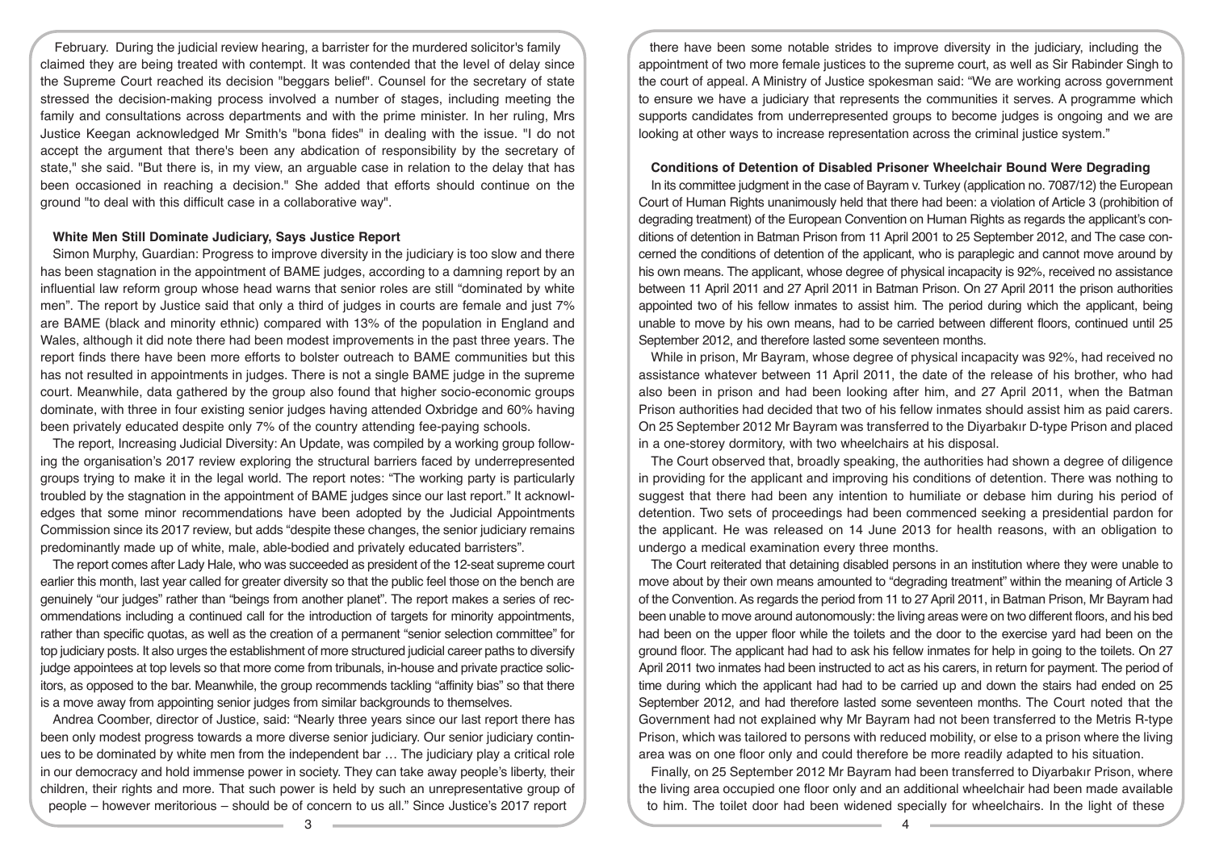February. During the judicial review hearing, a barrister for the murdered solicitor's family claimed they are being treated with contempt. It was contended that the level of delay since the Supreme Court reached its decision "beggars belief". Counsel for the secretary of state stressed the decision-making process involved a number of stages, including meeting the family and consultations across departments and with the prime minister. In her ruling, Mrs Justice Keegan acknowledged Mr Smith's "bona fides" in dealing with the issue. "I do not accept the argument that there's been any abdication of responsibility by the secretary of state," she said. "But there is, in my view, an arguable case in relation to the delay that has been occasioned in reaching a decision." She added that efforts should continue on the ground "to deal with this difficult case in a collaborative way".

**White Men Still Dominate Judiciary, Says Justice Report**

Simon Murphy, Guardian: Progress to improve diversity in the judiciary is too slow and there has been stagnation in the appointment of BAME judges, according to a damning report by an influential law reform group whose head warns that senior roles are still "dominated by white men". The report by Justice said that only a third of judges in courts are female and just 7% are BAME (black and minority ethnic) compared with 13% of the population in England and Wales, although it did note there had been modest improvements in the past three years. The report finds there have been more efforts to bolster outreach to BAME communities but this has not resulted in appointments in judges. There is not a single BAME judge in the supreme court. Meanwhile, data gathered by the group also found that higher socio-economic groups dominate, with three in four existing senior judges having attended Oxbridge and 60% having been privately educated despite only 7% of the country attending fee-paying schools.

The report, Increasing Judicial Diversity: An Update, was compiled by a working group following the organisation's 2017 review exploring the structural barriers faced by underrepresented groups trying to make it in the legal world. The report notes: "The working party is particularly troubled by the stagnation in the appointment of BAME judges since our last report." It acknowledges that some minor recommendations have been adopted by the Judicial Appointments Commission since its 2017 review, but adds "despite these changes, the senior judiciary remains predominantly made up of white, male, able-bodied and privately educated barristers".

The report comes after Lady Hale, who was succeeded as president of the 12-seat supreme court earlier this month, last year called for greater diversity so that the public feel those on the bench are genuinely "our judges" rather than "beings from another planet". The report makes a series of recommendations including a continued call for the introduction of targets for minority appointments, rather than specific quotas, as well as the creation of a permanent "senior selection committee" for top judiciary posts. It also urges the establishment of more structured judicial career paths to diversify judge appointees at top levels so that more come from tribunals, in-house and private practice solicitors, as opposed to the bar. Meanwhile, the group recommends tackling "affinity bias" so that there is a move away from appointing senior judges from similar backgrounds to themselves.

Andrea Coomber, director of Justice, said: "Nearly three years since our last report there has been only modest progress towards a more diverse senior judiciary. Our senior judiciary continues to be dominated by white men from the independent bar … The judiciary play a critical role in our democracy and hold immense power in society. They can take away people's liberty, their children, their rights and more. That such power is held by such an unrepresentative group of people – however meritorious – should be of concern to us all." Since Justice's 2017 report there have been some notable strides to improve diversity in the judiciary, including the appointment of two more female justices to the supreme court, as well as Sir Rabinder Singh to the court of appeal. A Ministry of Justice spokesman said: "We are working across government to ensure we have a judiciary that represents the communities it serves. A programme which supports candidates from underrepresented groups to become judges is ongoing and we are looking at other ways to increase representation across the criminal justice system."

**Conditions of Detention of Disabled Prisoner Wheelchair Bound Were Degrading**

In its committee judgment in the case of Bayram v. Turkey (application no. 7087/12) the European Court of Human Rights unanimously held that there had been: a violation of Article 3 (prohibition of degrading treatment) of the European Convention on Human Rights as regards the applicant's conditions of detention in Batman Prison from 11 April 2001 to 25 September 2012, and The case concerned the conditions of detention of the applicant, who is paraplegic and cannot move around by his own means. The applicant, whose degree of physical incapacity is 92%, received no assistance between 11 April 2011 and 27 April 2011 in Batman Prison. On 27 April 2011 the prison authorities appointed two of his fellow inmates to assist him. The period during which the applicant, being unable to move by his own means, had to be carried between different floors, continued until 25 September 2012, and therefore lasted some seventeen months.

While in prison, Mr Bayram, whose degree of physical incapacity was 92%, had received no assistance whatever between 11 April 2011, the date of the release of his brother, who had also been in prison and had been looking after him, and 27 April 2011, when the Batman Prison authorities had decided that two of his fellow inmates should assist him as paid carers. On 25 September 2012 Mr Bayram was transferred to the Diyarbakır D-type Prison and placed in a one-storey dormitory, with two wheelchairs at his disposal.

The Court observed that, broadly speaking, the authorities had shown a degree of diligence in providing for the applicant and improving his conditions of detention. There was nothing to suggest that there had been any intention to humiliate or debase him during his period of detention. Two sets of proceedings had been commenced seeking a presidential pardon for the applicant. He was released on 14 June 2013 for health reasons, with an obligation to undergo a medical examination every three months.

The Court reiterated that detaining disabled persons in an institution where they were unable to move about by their own means amounted to "degrading treatment" within the meaning of Article 3 of the Convention. As regards the period from 11 to 27 April 2011, in Batman Prison, Mr Bayram had been unable to move around autonomously: the living areas were on two different floors, and his bed had been on the upper floor while the toilets and the door to the exercise yard had been on the ground floor. The applicant had had to ask his fellow inmates for help in going to the toilets. On 27 April 2011 two inmates had been instructed to act as his carers, in return for payment. The period of time during which the applicant had had to be carried up and down the stairs had ended on 25 September 2012, and had therefore lasted some seventeen months. The Court noted that the Government had not explained why Mr Bayram had not been transferred to the Metris R-type Prison, which was tailored to persons with reduced mobility, or else to a prison where the living area was on one floor only and could therefore be more readily adapted to his situation.

Finally, on 25 September 2012 Mr Bayram had been transferred to Diyarbakır Prison, where the living area occupied one floor only and an additional wheelchair had been made available to him. The toilet door had been widened specially for wheelchairs. In the light of these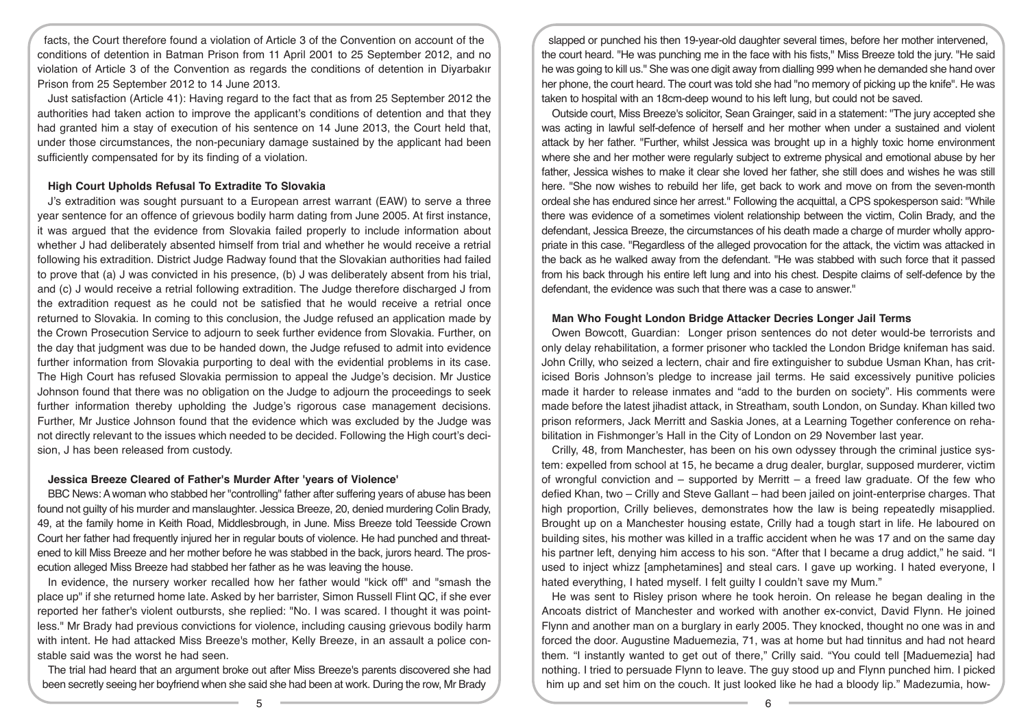facts, the Court therefore found a violation of Article 3 of the Convention on account of the conditions of detention in Batman Prison from 11 April 2001 to 25 September 2012, and no violation of Article 3 of the Convention as regards the conditions of detention in Diyarbakır Prison from 25 September 2012 to 14 June 2013.

Just satisfaction (Article 41): Having regard to the fact that as from 25 September 2012 the authorities had taken action to improve the applicant's conditions of detention and that they had granted him a stay of execution of his sentence on 14 June 2013, the Court held that, under those circumstances, the non-pecuniary damage sustained by the applicant had been sufficiently compensated for by its finding of a violation.

### High Court Upholds Refusal To Extradite To Slovakia

J's extradition was sought pursuant to a European arrest warrant (EAW) to serve a three year sentence for an offence of grievous bodily harm dating from June 2005. At first instance, it was argued that the evidence from Slovakia failed properly to include information about whether J had deliberately absented himself from trial and whether he would receive a retrial following his extradition. District Judge Radway found that the Slovakian authorities had failed to prove that (a) J was convicted in his presence, (b) J was deliberately absent from his trial, and (c) J would receive a retrial following extradition. The Judge therefore discharged J from the extradition request as he could not be satisfied that he would receive a retrial once returned to Slovakia. In coming to this conclusion, the Judge refused an application made by the Crown Prosecution Service to adjourn to seek further evidence from Slovakia. Further, on the day that judgment was due to be handed down, the Judge refused to admit into evidence further information from Slovakia purporting to deal with the evidential problems in its case. The High Court has refused Slovakia permission to appeal the Judge's decision. Mr Justice Johnson found that there was no obligation on the Judge to adjourn the proceedings to seek further information thereby upholding the Judge's rigorous case management decisions. Further, Mr Justice Johnson found that the evidence which was excluded by the Judge was not directly relevant to the issues which needed to be decided. Following the High court's decision, J has been released from custody.

### Jessica Breeze Cleared of Father's Murder After 'years of Violence'

BBC News: A woman who stabbed her "controlling" father after suffering years of abuse has been found not guilty of his murder and manslaughter. Jessica Breeze, 20, denied murdering Colin Brady, 49, at the family home in Keith Road, Middlesbrough, in June. Miss Breeze told Teesside Crown Court her father had frequently injured her in regular bouts of violence. He had punched and threatened to kill Miss Breeze and her mother before he was stabbed in the back, jurors heard. The prosecution alleged Miss Breeze had stabbed her father as he was leaving the house.

In evidence, the nursery worker recalled how her father would "kick off" and "smash the place up" if she returned home late. Asked by her barrister, Simon Russell Flint QC, if she ever reported her father's violent outbursts, she replied: "No. I was scared. I thought it was pointless." Mr Brady had previous convictions for violence, including causing grievous bodily harm with intent. He had attacked Miss Breeze's mother, Kelly Breeze, in an assault a police constable said was the worst he had seen.

The trial had heard that an argument broke out after Miss Breeze's parents discovered she had been secretly seeing her boyfriend when she said she had been at work. During the row, Mr Brady slapped or punched his then 19-year-old daughter several times, before her mother intervened, the court heard. "He was punching me in the face with his fists," Miss Breeze told the jury. "He said he was going to kill us." She was one digit away from dialling 999 when he demanded she hand over her phone, the court heard. The court was told she had "no memory of picking up the knife". He was taken to hospital with an 18cm-deep wound to his left lung, but could not be saved.

Outside court, Miss Breeze's solicitor, Sean Grainger, said in a statement: "The jury accepted she was acting in lawful self-defence of herself and her mother when under a sustained and violent attack by her father. "Further, whilst Jessica was brought up in a highly toxic home environment where she and her mother were regularly subject to extreme physical and emotional abuse by her father, Jessica wishes to make it clear she loved her father, she still does and wishes he was still here. "She now wishes to rebuild her life, get back to work and move on from the seven-month ordeal she has endured since her arrest." Following the acquittal, a CPS spokesperson said: "While there was evidence of a sometimes violent relationship between the victim, Colin Brady, and the defendant, Jessica Breeze, the circumstances of his death made a charge of murder wholly appropriate in this case. "Regardless of the alleged provocation for the attack, the victim was attacked in the back as he walked away from the defendant. "He was stabbed with such force that it passed from his back through his entire left lung and into his chest. Despite claims of self-defence by the defendant, the evidence was such that there was a case to answer."

### Man Who Fought London Bridge Attacker Decries Longer Jail Terms

Owen Bowcott, Guardian: Longer prison sentences do not deter would-be terrorists and only delay rehabilitation, a former prisoner who tackled the London Bridge knifeman has said. John Crilly, who seized a lectern, chair and fire extinguisher to subdue Usman Khan, has criticised Boris Johnson's pledge to increase jail terms. He said excessively punitive policies made it harder to release inmates and "add to the burden on society". His comments were made before the latest jihadist attack, in Streatham, south London, on Sunday. Khan killed two prison reformers, Jack Merritt and Saskia Jones, at a Learning Together conference on rehabilitation in Fishmonger's Hall in the City of London on 29 November last year.

Crilly, 48, from Manchester, has been on his own odyssey through the criminal justice system: expelled from school at 15, he became a drug dealer, burglar, supposed murderer, victim of wrongful conviction and – supported by Merritt – a freed law graduate. Of the few who defied Khan, two – Crilly and Steve Gallant – had been jailed on joint-enterprise charges. That high proportion, Crilly believes, demonstrates how the law is being repeatedly misapplied. Brought up on a Manchester housing estate, Crilly had a tough start in life. He laboured on building sites, his mother was killed in a traffic accident when he was 17 and on the same day his partner left, denying him access to his son. "After that I became a drug addict," he said. "I used to inject whizz [amphetamines] and steal cars. I gave up working. I hated everyone, I hated everything, I hated myself. I felt guilty I couldn't save my Mum."

He was sent to Risley prison where he took heroin. On release he began dealing in the Ancoats district of Manchester and worked with another ex-convict, David Flynn. He joined Flynn and another man on a burglary in early 2005. They knocked, thought no one was in and forced the door. Augustine Maduemezia, 71, was at home but had tinnitus and had not heard them. "I instantly wanted to get out of there," Crilly said. "You could tell [Maduemezia] had nothing. I tried to persuade Flynn to leave. The guy stood up and Flynn punched him. I picked him up and set him on the couch. It just looked like he had a bloody lip." Madezumia, how-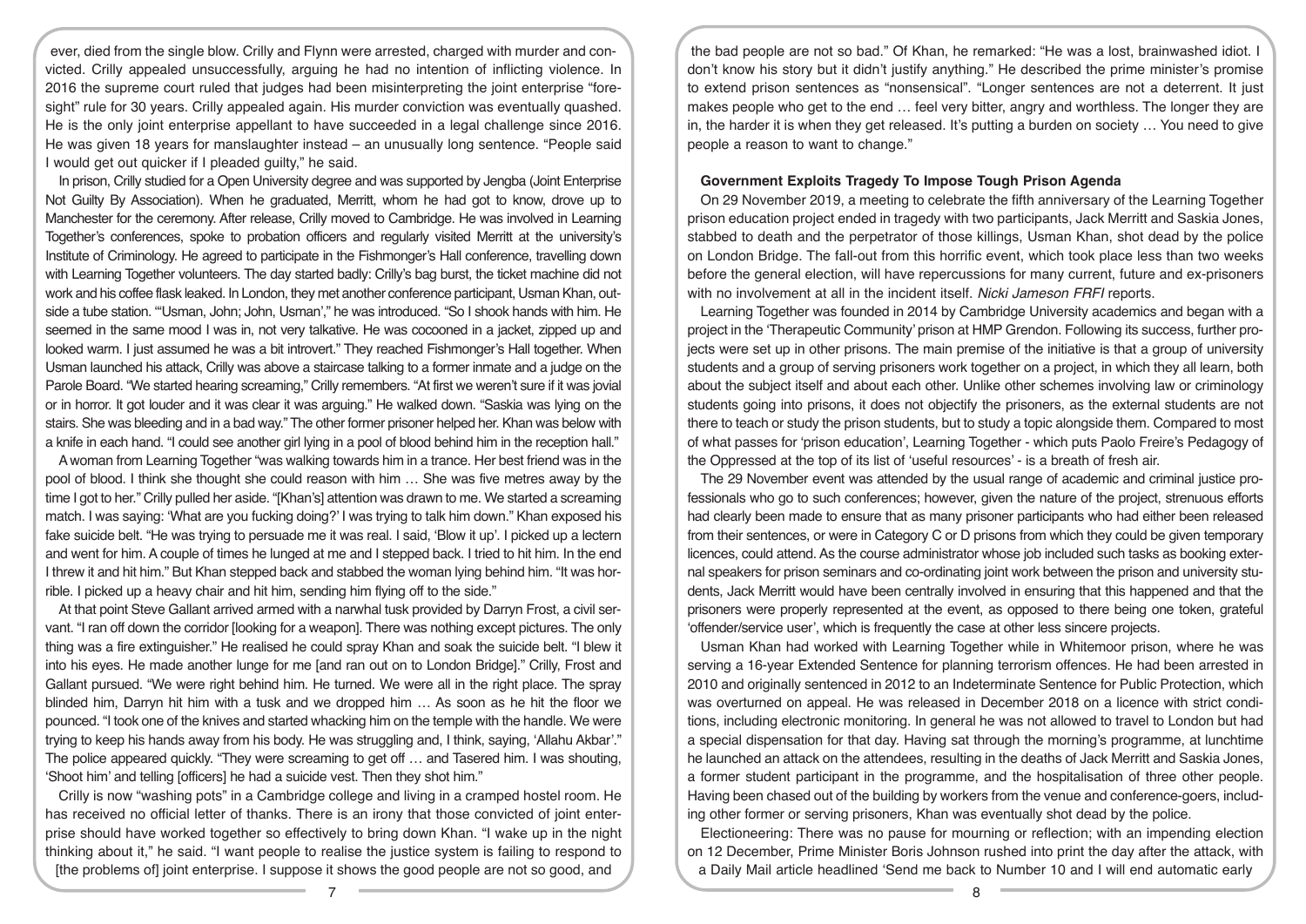ever, died from the single blow. Crilly and Flynn were arrested, charged with murder and convicted. Crilly appealed unsuccessfully, arguing he had no intention of inflicting violence. In 2016 the supreme court ruled that judges had been misinterpreting the joint enterprise "foresight" rule for 30 years. Crilly appealed again. His murder conviction was eventually quashed. He is the only joint enterprise appellant to have succeeded in a legal challenge since 2016. He was given 18 years for manslaughter instead – an unusually long sentence. "People said I would get out quicker if I pleaded guilty," he said.

In prison, Crilly studied for a Open University degree and was supported by Jengba (Joint Enterprise Not Guilty By Association). When he graduated, Merritt, whom he had got to know, drove up to Manchester for the ceremony. After release, Crilly moved to Cambridge. He was involved in Learning Together's conferences, spoke to probation officers and regularly visited Merritt at the university's Institute of Criminology. He agreed to participate in the Fishmonger's Hall conference, travelling down with Learning Together volunteers. The day started badly: Crilly's bag burst, the ticket machine did not work and his coffee flask leaked. In London, they met another conference participant, Usman Khan, outside a tube station. "'Usman, John; John, Usman'," he was introduced. "So I shook hands with him. He seemed in the same mood I was in, not very talkative. He was cocooned in a jacket, zipped up and looked warm. I just assumed he was a bit introvert." They reached Fishmonger's Hall together. When Usman launched his attack, Crilly was above a staircase talking to a former inmate and a judge on the Parole Board. "We started hearing screaming," Crilly remembers. "At first we weren't sure if it was jovial or in horror. It got louder and it was clear it was arguing." He walked down. "Saskia was lying on the stairs. She was bleeding and in a bad way." The other former prisoner helped her. Khan was below with a knife in each hand. "I could see another girl lying in a pool of blood behind him in the reception hall."

A woman from Learning Together "was walking towards him in a trance. Her best friend was in the pool of blood. I think she thought she could reason with him … She was five metres away by the time I got to her." Crilly pulled her aside. "[Khan's] attention was drawn to me. We started a screaming match. I was saying: 'What are you fucking doing?' I was trying to talk him down." Khan exposed his fake suicide belt. "He was trying to persuade me it was real. I said, 'Blow it up'. I picked up a lectern and went for him. A couple of times he lunged at me and I stepped back. I tried to hit him. In the end I threw it and hit him." But Khan stepped back and stabbed the woman lying behind him. "It was horrible. I picked up a heavy chair and hit him, sending him flying off to the side."

At that point Steve Gallant arrived armed with a narwhal tusk provided by Darryn Frost, a civil servant. "I ran off down the corridor [looking for a weapon]. There was nothing except pictures. The only thing was a fire extinguisher." He realised he could spray Khan and soak the suicide belt. "I blew it into his eyes. He made another lunge for me [and ran out on to London Bridge]." Crilly, Frost and Gallant pursued. "We were right behind him. He turned. We were all in the right place. The spray blinded him, Darryn hit him with a tusk and we dropped him … As soon as he hit the floor we pounced. "I took one of the knives and started whacking him on the temple with the handle. We were trying to keep his hands away from his body. He was struggling and, I think, saying, 'Allahu Akbar'." The police appeared quickly. "They were screaming to get off … and Tasered him. I was shouting, 'Shoot him' and telling [officers] he had a suicide vest. Then they shot him."

Crilly is now "washing pots" in a Cambridge college and living in a cramped hostel room. He has received no official letter of thanks. There is an irony that those convicted of joint enterprise should have worked together so effectively to bring down Khan. "I wake up in the night thinking about it," he said. "I want people to realise the justice system is failing to respond to [the problems of] joint enterprise. I suppose it shows the good people are not so good, and the bad people are not so bad." Of Khan, he remarked: "He was a lost, brainwashed idiot. I don't know his story but it didn't justify anything." He described the prime minister's promise to extend prison sentences as "nonsensical". "Longer sentences are not a deterrent. It just makes people who get to the end … feel very bitter, angry and worthless. The longer they are in, the harder it is when they get released. It's putting a burden on society … You need to give people a reason to want to change."

## Government Exploits Tragedy To Impose Tough Prison Agenda

On 29 November 2019, a meeting to celebrate the fifth anniversary of the Learning Together prison education project ended in tragedy with two participants, Jack Merritt and Saskia Jones, stabbed to death and the perpetrator of those killings, Usman Khan, shot dead by the police on London Bridge. The fall-out from this horrific event, which took place less than two weeks before the general election, will have repercussions for many current, future and ex-prisoners with no involvement at all in the incident itself. *Nicki Jameson FRFI* reports.

Learning Together was founded in 2014 by Cambridge University academics and began with a project in the 'Therapeutic Community' prison at HMP Grendon. Following its success, further projects were set up in other prisons. The main premise of the initiative is that a group of university students and a group of serving prisoners work together on a project, in which they all learn, both about the subject itself and about each other. Unlike other schemes involving law or criminology students going into prisons, it does not objectify the prisoners, as the external students are not there to teach or study the prison students, but to study a topic alongside them. Compared to most of what passes for 'prison education', Learning Together - which puts Paolo Freire's Pedagogy of the Oppressed at the top of its list of 'useful resources' - is a breath of fresh air.

The 29 November event was attended by the usual range of academic and criminal justice professionals who go to such conferences; however, given the nature of the project, strenuous efforts had clearly been made to ensure that as many prisoner participants who had either been released from their sentences, or were in Category C or D prisons from which they could be given temporary licences, could attend. As the course administrator whose job included such tasks as booking external speakers for prison seminars and co-ordinating joint work between the prison and university students, Jack Merritt would have been centrally involved in ensuring that this happened and that the prisoners were properly represented at the event, as opposed to there being one token, grateful 'offender/service user', which is frequently the case at other less sincere projects.

Usman Khan had worked with Learning Together while in Whitemoor prison, where he was serving a 16-year Extended Sentence for planning terrorism offences. He had been arrested in 2010 and originally sentenced in 2012 to an Indeterminate Sentence for Public Protection, which was overturned on appeal. He was released in December 2018 on a licence with strict conditions, including electronic monitoring. In general he was not allowed to travel to London but had a special dispensation for that day. Having sat through the morning's programme, at lunchtime he launched an attack on the attendees, resulting in the deaths of Jack Merritt and Saskia Jones, a former student participant in the programme, and the hospitalisation of three other people. Having been chased out of the building by workers from the venue and conference-goers, including other former or serving prisoners, Khan was eventually shot dead by the police.

Electioneering: There was no pause for mourning or reflection; with an impending election on 12 December, Prime Minister Boris Johnson rushed into print the day after the attack, with a Daily Mail article headlined 'Send me back to Number 10 and I will end automatic early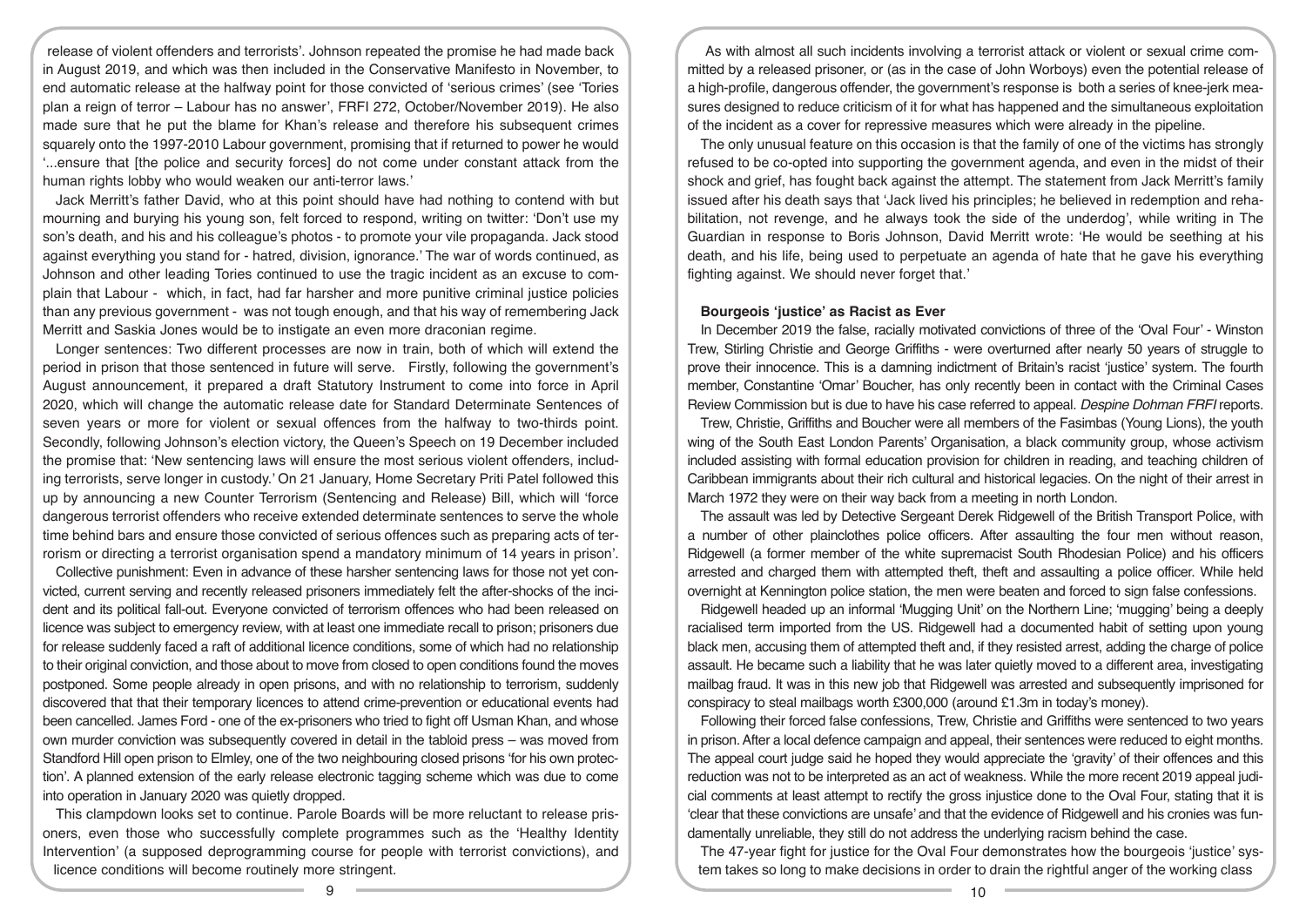release of violent offenders and terrorists'. Johnson repeated the promise he had made back in August 2019, and which was then included in the Conservative Manifesto in November, to end automatic release at the halfway point for those convicted of 'serious crimes' (see 'Tories plan a reign of terror – Labour has no answer', FRFI 272, October/November 2019). He also made sure that he put the blame for Khan's release and therefore his subsequent crimes squarely onto the 1997-2010 Labour government, promising that if returned to power he would '...ensure that [the police and security forces] do not come under constant attack from the human rights lobby who would weaken our anti-terror laws.'

Jack Merritt's father David, who at this point should have had nothing to contend with but mourning and burying his young son, felt forced to respond, writing on twitter: 'Don't use my son's death, and his and his colleague's photos - to promote your vile propaganda. Jack stood against everything you stand for - hatred, division, ignorance.' The war of words continued, as Johnson and other leading Tories continued to use the tragic incident as an excuse to complain that Labour - which, in fact, had far harsher and more punitive criminal justice policies than any previous government - was not tough enough, and that his way of remembering Jack Merritt and Saskia Jones would be to instigate an even more draconian regime.

Longer sentences: Two different processes are now in train, both of which will extend the period in prison that those sentenced in future will serve. Firstly, following the government's August announcement, it prepared a draft Statutory Instrument to come into force in April 2020, which will change the automatic release date for Standard Determinate Sentences of seven years or more for violent or sexual offences from the halfway to two-thirds point. Secondly, following Johnson's election victory, the Queen's Speech on 19 December included the promise that: 'New sentencing laws will ensure the most serious violent offenders, including terrorists, serve longer in custody.' On 21 January, Home Secretary Priti Patel followed this up by announcing a new Counter Terrorism (Sentencing and Release) Bill, which will 'force dangerous terrorist offenders who receive extended determinate sentences to serve the whole time behind bars and ensure those convicted of serious offences such as preparing acts of terrorism or directing a terrorist organisation spend a mandatory minimum of 14 years in prison'.

Collective punishment: Even in advance of these harsher sentencing laws for those not yet convicted, current serving and recently released prisoners immediately felt the after-shocks of the incident and its political fall-out. Everyone convicted of terrorism offences who had been released on licence was subject to emergency review, with at least one immediate recall to prison; prisoners due for release suddenly faced a raft of additional licence conditions, some of which had no relationship to their original conviction, and those about to move from closed to open conditions found the moves postponed. Some people already in open prisons, and with no relationship to terrorism, suddenly discovered that that their temporary licences to attend crime-prevention or educational events had been cancelled. James Ford - one of the ex-prisoners who tried to fight off Usman Khan, and whose own murder conviction was subsequently covered in detail in the tabloid press – was moved from Standford Hill open prison to Elmley, one of the two neighbouring closed prisons 'for his own protection'. A planned extension of the early release electronic tagging scheme which was due to come into operation in January 2020 was quietly dropped.

This clampdown looks set to continue. Parole Boards will be more reluctant to release prisoners, even those who successfully complete programmes such as the 'Healthy Identity Intervention' (a supposed deprogramming course for people with terrorist convictions), and licence conditions will become routinely more stringent.

As with almost all such incidents involving a terrorist attack or violent or sexual crime committed by a released prisoner, or (as in the case of John Worboys) even the potential release of a high-profile, dangerous offender, the government's response is both a series of knee-jerk measures designed to reduce criticism of it for what has happened and the simultaneous exploitation of the incident as a cover for repressive measures which were already in the pipeline.

The only unusual feature on this occasion is that the family of one of the victims has strongly refused to be co-opted into supporting the government agenda, and even in the midst of their shock and grief, has fought back against the attempt. The statement from Jack Merritt's family issued after his death says that 'Jack lived his principles; he believed in redemption and rehabilitation, not revenge, and he always took the side of the underdog', while writing in The Guardian in response to Boris Johnson, David Merritt wrote: 'He would be seething at his death, and his life, being used to perpetuate an agenda of hate that he gave his everything fighting against. We should never forget that.'

## Bourgeois 'justice' as Racist as Ever

In December 2019 the false, racially motivated convictions of three of the 'Oval Four' - Winston Trew, Stirling Christie and George Griffiths - were overturned after nearly 50 years of struggle to prove their innocence. This is a damning indictment of Britain's racist 'justice' system. The fourth member, Constantine 'Omar' Boucher, has only recently been in contact with the Criminal Cases Review Commission but is due to have his case referred to appeal. *Despine Dohman FRFI* reports.

Trew, Christie, Griffiths and Boucher were all members of the Fasimbas (Young Lions), the youth wing of the South East London Parents' Organisation, a black community group, whose activism included assisting with formal education provision for children in reading, and teaching children of Caribbean immigrants about their rich cultural and historical legacies. On the night of their arrest in March 1972 they were on their way back from a meeting in north London.

The assault was led by Detective Sergeant Derek Ridgewell of the British Transport Police, with a number of other plainclothes police officers. After assaulting the four men without reason, Ridgewell (a former member of the white supremacist South Rhodesian Police) and his officers arrested and charged them with attempted theft, theft and assaulting a police officer. While held overnight at Kennington police station, the men were beaten and forced to sign false confessions.

Ridgewell headed up an informal 'Mugging Unit' on the Northern Line; 'mugging' being a deeply racialised term imported from the US. Ridgewell had a documented habit of setting upon young black men, accusing them of attempted theft and, if they resisted arrest, adding the charge of police assault. He became such a liability that he was later quietly moved to a different area, investigating mailbag fraud. It was in this new job that Ridgewell was arrested and subsequently imprisoned for conspiracy to steal mailbags worth £300,000 (around £1.3m in today's money).

Following their forced false confessions, Trew, Christie and Griffiths were sentenced to two years in prison. After a local defence campaign and appeal, their sentences were reduced to eight months. The appeal court judge said he hoped they would appreciate the 'gravity' of their offences and this reduction was not to be interpreted as an act of weakness. While the more recent 2019 appeal judicial comments at least attempt to rectify the gross injustice done to the Oval Four, stating that it is 'clear that these convictions are unsafe' and that the evidence of Ridgewell and his cronies was fundamentally unreliable, they still do not address the underlying racism behind the case.

The 47-year fight for justice for the Oval Four demonstrates how the bourgeois 'justice' system takes so long to make decisions in order to drain the rightful anger of the working class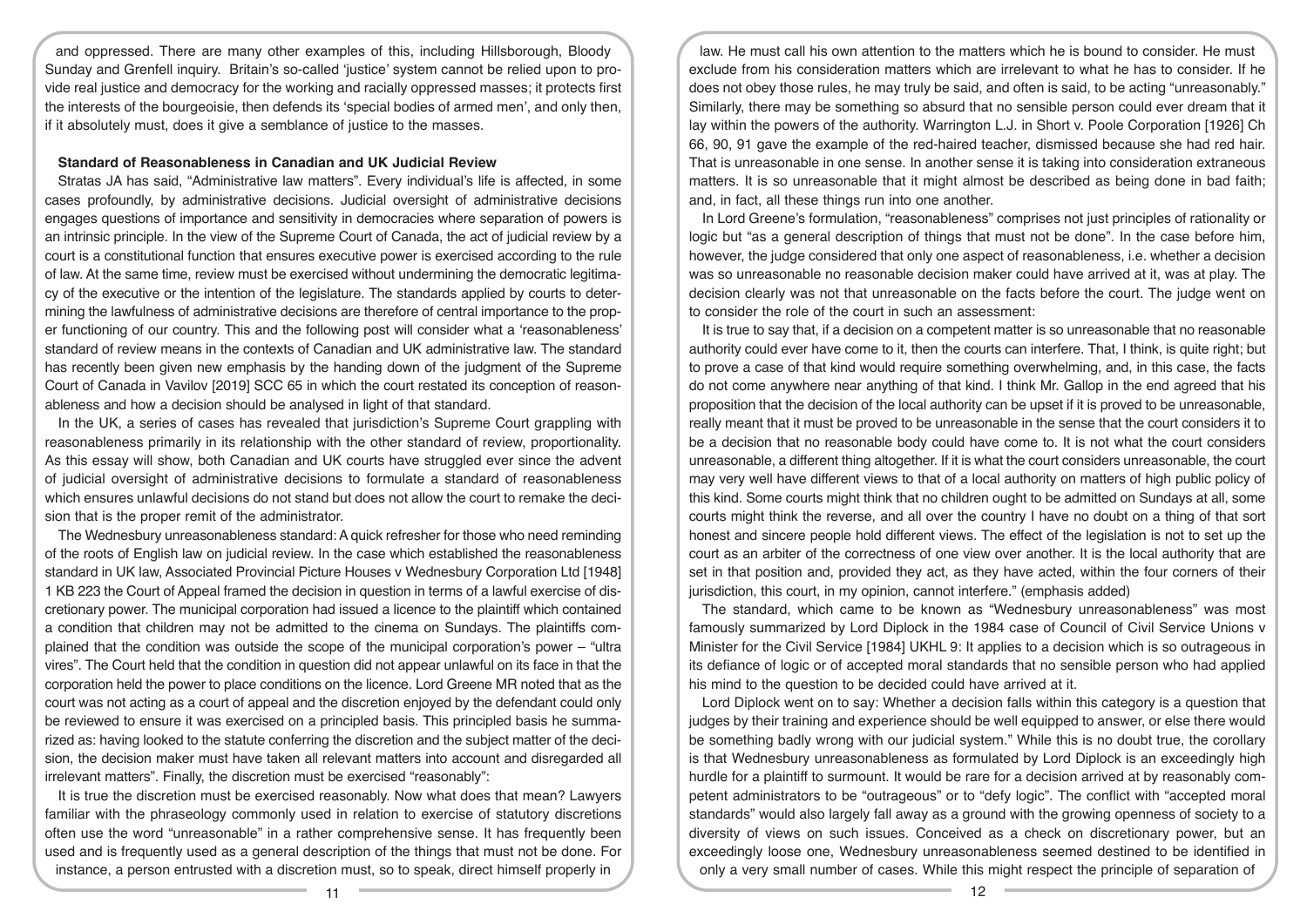and oppressed. There are many other examples of this, including Hillsborough, Bloody Sunday and Grenfell inquiry. Britain's so-called 'justice' system cannot be relied upon to provide real justice and democracy for the working and racially oppressed masses; it protects first the interests of the bourgeoisie, then defends its 'special bodies of armed men', and only then, if it absolutely must, does it give a semblance of justice to the masses.

## Standard of Reasonableness in Canadian and UK Judicial Review

Stratas JA has said, "Administrative law matters". Every individual's life is affected, in some cases profoundly, by administrative decisions. Judicial oversight of administrative decisions engages questions of importance and sensitivity in democracies where separation of powers is an intrinsic principle. In the view of the Supreme Court of Canada, the act of judicial review by a court is a constitutional function that ensures executive power is exercised according to the rule of law. At the same time, review must be exercised without undermining the democratic legitimacy of the executive or the intention of the legislature. The standards applied by courts to determining the lawfulness of administrative decisions are therefore of central importance to the proper functioning of our country. This and the following post will consider what a 'reasonableness' standard of review means in the contexts of Canadian and UK administrative law. The standard has recently been given new emphasis by the handing down of the judgment of the Supreme Court of Canada in Vavilov [2019] SCC 65 in which the court restated its conception of reasonableness and how a decision should be analysed in light of that standard.

In the UK, a series of cases has revealed that jurisdiction's Supreme Court grappling with reasonableness primarily in its relationship with the other standard of review, proportionality. As this essay will show, both Canadian and UK courts have struggled ever since the advent of judicial oversight of administrative decisions to formulate a standard of reasonableness which ensures unlawful decisions do not stand but does not allow the court to remake the decision that is the proper remit of the administrator.

The Wednesbury unreasonableness standard: A quick refresher for those who need reminding of the roots of English law on judicial review. In the case which established the reasonableness standard in UK law, Associated Provincial Picture Houses v Wednesbury Corporation Ltd [1948] 1 KB 223 the Court of Appeal framed the decision in question in terms of a lawful exercise of discretionary power. The municipal corporation had issued a licence to the plaintiff which contained a condition that children may not be admitted to the cinema on Sundays. The plaintiffs complained that the condition was outside the scope of the municipal corporation's power – "ultra vires". The Court held that the condition in question did not appear unlawful on its face in that the corporation held the power to place conditions on the licence. Lord Greene MR noted that as the court was not acting as a court of appeal and the discretion enjoyed by the defendant could only be reviewed to ensure it was exercised on a principled basis. This principled basis he summarized as: having looked to the statute conferring the discretion and the subject matter of the decision, the decision maker must have taken all relevant matters into account and disregarded all irrelevant matters". Finally, the discretion must be exercised "reasonably":

It is true the discretion must be exercised reasonably. Now what does that mean? Lawyers familiar with the phraseology commonly used in relation to exercise of statutory discretions often use the word "unreasonable" in a rather comprehensive sense. It has frequently been used and is frequently used as a general description of the things that must not be done. For instance, a person entrusted with a discretion must, so to speak, direct himself properly in law. He must call his own attention to the matters which he is bound to consider. He must exclude from his consideration matters which are irrelevant to what he has to consider. If he does not obey those rules, he may truly be said, and often is said, to be acting "unreasonably." Similarly, there may be something so absurd that no sensible person could ever dream that it lay within the powers of the authority. Warrington L.J. in Short v. Poole Corporation [1926] Ch 66, 90, 91 gave the example of the red-haired teacher, dismissed because she had red hair. That is unreasonable in one sense. In another sense it is taking into consideration extraneous matters. It is so unreasonable that it might almost be described as being done in bad faith; and, in fact, all these things run into one another.

In Lord Greene's formulation, "reasonableness" comprises not just principles of rationality or logic but "as a general description of things that must not be done". In the case before him, however, the judge considered that only one aspect of reasonableness, i.e. whether a decision was so unreasonable no reasonable decision maker could have arrived at it, was at play. The decision clearly was not that unreasonable on the facts before the court. The judge went on to consider the role of the court in such an assessment:

It is true to say that, if a decision on a competent matter is so unreasonable that no reasonable authority could ever have come to it, then the courts can interfere. That, I think, is quite right; but to prove a case of that kind would require something overwhelming, and, in this case, the facts do not come anywhere near anything of that kind. I think Mr. Gallop in the end agreed that his proposition that the decision of the local authority can be upset if it is proved to be unreasonable, really meant that it must be proved to be unreasonable in the sense that the court considers it to be a decision that no reasonable body could have come to. It is not what the court considers unreasonable, a different thing altogether. If it is what the court considers unreasonable, the court may very well have different views to that of a local authority on matters of high public policy of this kind. Some courts might think that no children ought to be admitted on Sundays at all, some courts might think the reverse, and all over the country I have no doubt on a thing of that sort honest and sincere people hold different views. The effect of the legislation is not to set up the court as an arbiter of the correctness of one view over another. It is the local authority that are set in that position and, provided they act, as they have acted, within the four corners of their jurisdiction, this court, in my opinion, cannot interfere." (emphasis added)

The standard, which came to be known as "Wednesbury unreasonableness" was most famously summarized by Lord Diplock in the 1984 case of Council of Civil Service Unions v Minister for the Civil Service [1984] UKHL 9: It applies to a decision which is so outrageous in its defiance of logic or of accepted moral standards that no sensible person who had applied his mind to the question to be decided could have arrived at it.

Lord Diplock went on to say: Whether a decision falls within this category is a question that judges by their training and experience should be well equipped to answer, or else there would be something badly wrong with our judicial system." While this is no doubt true, the corollary is that Wednesbury unreasonableness as formulated by Lord Diplock is an exceedingly high hurdle for a plaintiff to surmount. It would be rare for a decision arrived at by reasonably competent administrators to be "outrageous" or to "defy logic". The conflict with "accepted moral standards" would also largely fall away as a ground with the growing openness of society to a diversity of views on such issues. Conceived as a check on discretionary power, but an exceedingly loose one, Wednesbury unreasonableness seemed destined to be identified in only a very small number of cases. While this might respect the principle of separation of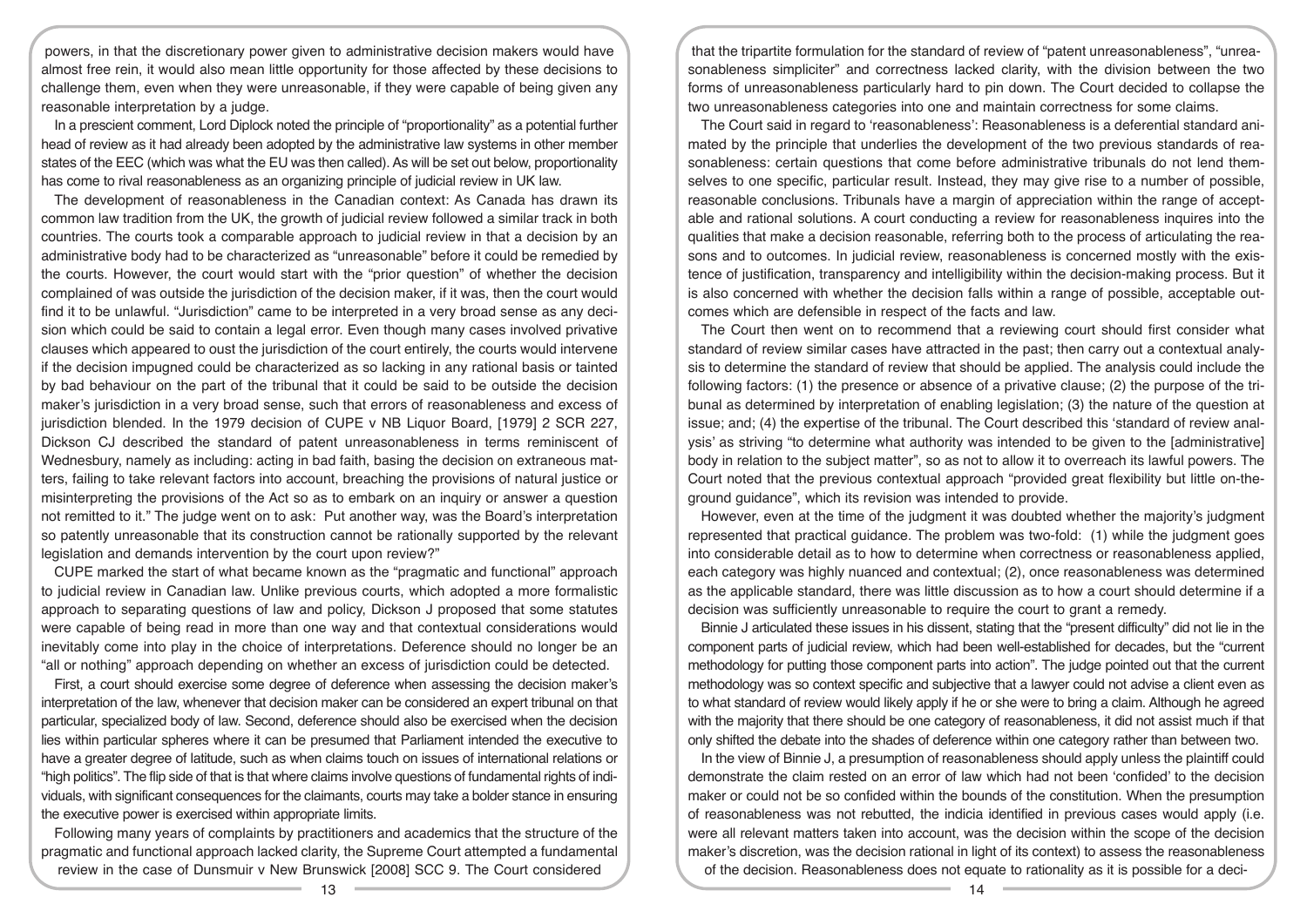powers, in that the discretionary power given to administrative decision makers would have almost free rein, it would also mean little opportunity for those affected by these decisions to challenge them, even when they were unreasonable, if they were capable of being given any reasonable interpretation by a judge.

In a prescient comment, Lord Diplock noted the principle of "proportionality" as a potential further head of review as it had already been adopted by the administrative law systems in other member states of the EEC (which was what the EU was then called). As will be set out below, proportionality has come to rival reasonableness as an organizing principle of judicial review in UK law.

The development of reasonableness in the Canadian context: As Canada has drawn its common law tradition from the UK, the growth of judicial review followed a similar track in both countries. The courts took a comparable approach to judicial review in that a decision by an administrative body had to be characterized as "unreasonable" before it could be remedied by the courts. However, the court would start with the "prior question" of whether the decision complained of was outside the jurisdiction of the decision maker, if it was, then the court would find it to be unlawful. "Jurisdiction" came to be interpreted in a very broad sense as any decision which could be said to contain a legal error. Even though many cases involved privative clauses which appeared to oust the jurisdiction of the court entirely, the courts would intervene if the decision impugned could be characterized as so lacking in any rational basis or tainted by bad behaviour on the part of the tribunal that it could be said to be outside the decision maker's jurisdiction in a very broad sense, such that errors of reasonableness and excess of jurisdiction blended. In the 1979 decision of CUPE v NB Liquor Board, [1979] 2 SCR 227, Dickson CJ described the standard of patent unreasonableness in terms reminiscent of Wednesbury, namely as including: acting in bad faith, basing the decision on extraneous matters, failing to take relevant factors into account, breaching the provisions of natural justice or misinterpreting the provisions of the Act so as to embark on an inquiry or answer a question not remitted to it." The judge went on to ask: Put another way, was the Board's interpretation so patently unreasonable that its construction cannot be rationally supported by the relevant legislation and demands intervention by the court upon review?"

CUPE marked the start of what became known as the "pragmatic and functional" approach to judicial review in Canadian law. Unlike previous courts, which adopted a more formalistic approach to separating questions of law and policy, Dickson J proposed that some statutes were capable of being read in more than one way and that contextual considerations would inevitably come into play in the choice of interpretations. Deference should no longer be an "all or nothing" approach depending on whether an excess of jurisdiction could be detected.

First, a court should exercise some degree of deference when assessing the decision maker's interpretation of the law, whenever that decision maker can be considered an expert tribunal on that particular, specialized body of law. Second, deference should also be exercised when the decision lies within particular spheres where it can be presumed that Parliament intended the executive to have a greater degree of latitude, such as when claims touch on issues of international relations or "high politics". The flip side of that is that where claims involve questions of fundamental rights of individuals, with significant consequences for the claimants, courts may take a bolder stance in ensuring the executive power is exercised within appropriate limits.

Following many years of complaints by practitioners and academics that the structure of the pragmatic and functional approach lacked clarity, the Supreme Court attempted a fundamental review in the case of Dunsmuir v New Brunswick [2008] SCC 9. The Court considered that the tripartite formulation for the standard of review of "patent unreasonableness", "unreasonableness simpliciter" and correctness lacked clarity, with the division between the two forms of unreasonableness particularly hard to pin down. The Court decided to collapse the two unreasonableness categories into one and maintain correctness for some claims.

The Court said in regard to 'reasonableness': Reasonableness is a deferential standard animated by the principle that underlies the development of the two previous standards of reasonableness: certain questions that come before administrative tribunals do not lend themselves to one specific, particular result. Instead, they may give rise to a number of possible, reasonable conclusions. Tribunals have a margin of appreciation within the range of acceptable and rational solutions. A court conducting a review for reasonableness inquires into the qualities that make a decision reasonable, referring both to the process of articulating the reasons and to outcomes. In judicial review, reasonableness is concerned mostly with the existence of justification, transparency and intelligibility within the decision-making process. But it is also concerned with whether the decision falls within a range of possible, acceptable outcomes which are defensible in respect of the facts and law.

The Court then went on to recommend that a reviewing court should first consider what standard of review similar cases have attracted in the past; then carry out a contextual analysis to determine the standard of review that should be applied. The analysis could include the following factors: (1) the presence or absence of a privative clause; (2) the purpose of the tribunal as determined by interpretation of enabling legislation; (3) the nature of the question at issue; and; (4) the expertise of the tribunal. The Court described this 'standard of review analysis' as striving "to determine what authority was intended to be given to the [administrative] body in relation to the subject matter", so as not to allow it to overreach its lawful powers. The Court noted that the previous contextual approach "provided great flexibility but little on-the-ground guidance", which its revision was intended to provide.

However, even at the time of the judgment it was doubted whether the majority's judgment represented that practical guidance. The problem was two-fold: (1) while the judgment goes into considerable detail as to how to determine when correctness or reasonableness applied, each category was highly nuanced and contextual; (2), once reasonableness was determined as the applicable standard, there was little discussion as to how a court should determine if a decision was sufficiently unreasonable to require the court to grant a remedy.

Binnie J articulated these issues in his dissent, stating that the "present difficulty" did not lie in the component parts of judicial review, which had been well-established for decades, but the "current methodology for putting those component parts into action". The judge pointed out that the current methodology was so context specific and subjective that a lawyer could not advise a client even as to what standard of review would likely apply if he or she were to bring a claim. Although he agreed with the majority that there should be one category of reasonableness, it did not assist much if that only shifted the debate into the shades of deference within one category rather than between two.

In the view of Binnie J, a presumption of reasonableness should apply unless the plaintiff could demonstrate the claim rested on an error of law which had not been 'confided' to the decision maker or could not be so confided within the bounds of the constitution. When the presumption of reasonableness was not rebutted, the indicia identified in previous cases would apply (i.e. were all relevant matters taken into account, was the decision within the scope of the decision maker's discretion, was the decision rational in light of its context) to assess the reasonableness of the decision. Reasonableness does not equate to rationality as it is possible for a deci-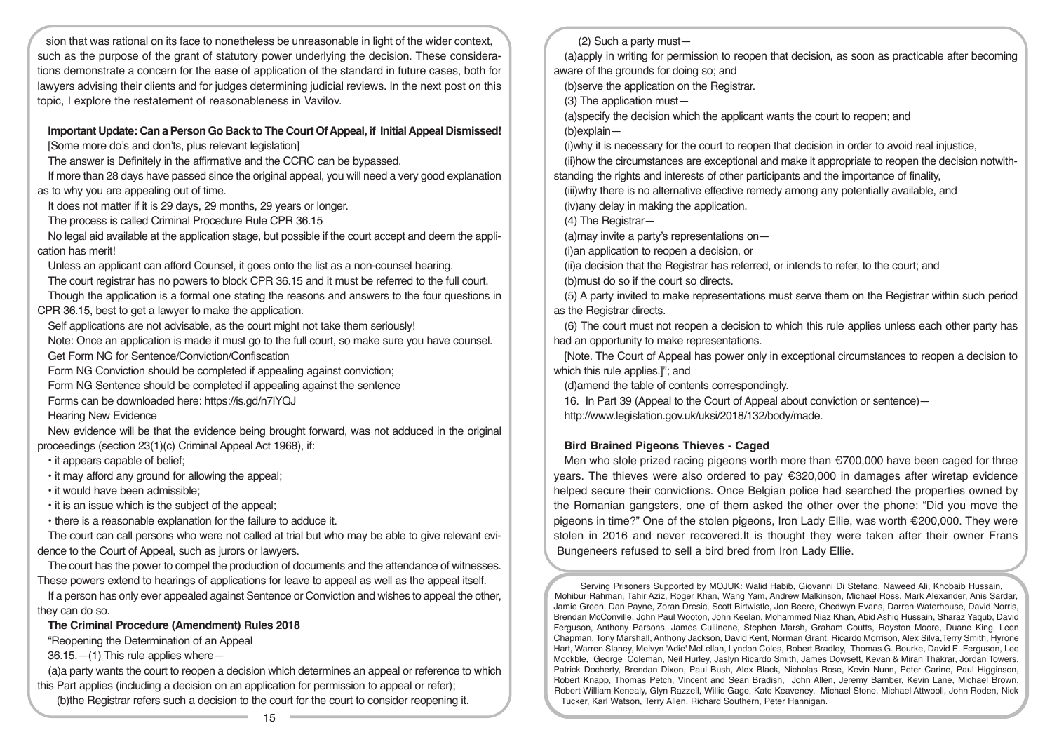sion that was rational on its face to nonetheless be unreasonable in light of the wider context, such as the purpose of the grant of statutory power underlying the decision. These considerations demonstrate a concern for the ease of application of the standard in future cases, both for lawyers advising their clients and for judges determining judicial reviews. In the next post on this topic, I explore the restatement of reasonableness in Vavilov.

**Important Update: Can a Person Go Back to The Court Of Appeal, if Initial Appeal Dismissed!**

[Some more do's and don'ts, plus relevant legislation]

The answer is Definitely in the affirmative and the CCRC can be bypassed.

If more than 28 days have passed since the original appeal, you will need a very good explanation as to why you are appealing out of time.

It does not matter if it is 29 days, 29 months, 29 years or longer.

The process is called Criminal Procedure Rule CPR 36.15

No legal aid available at the application stage, but possible if the court accept and deem the application has merit!

Unless an applicant can afford Counsel, it goes onto the list as a non-counsel hearing.

The court registrar has no powers to block CPR 36.15 and it must be referred to the full court.

Though the application is a formal one stating the reasons and answers to the four questions in CPR 36.15, best to get a lawyer to make the application.

Self applications are not advisable, as the court might not take them seriously!

Note: Once an application is made it must go to the full court, so make sure you have counsel.

Get Form NG for Sentence/Conviction/Confiscation

Form NG Conviction should be completed if appealing against conviction;

Form NG Sentence should be completed if appealing against the sentence

Forms can be downloaded here: https://is.gd/n7lYQJ

Hearing New Evidence

New evidence will be that the evidence being brought forward, was not adduced in the original proceedings (section 23(1)(c) Criminal Appeal Act 1968), if:

- it appears capable of belief;
- it may afford any ground for allowing the appeal;
- it would have been admissible;
- it is an issue which is the subject of the appeal;
- there is a reasonable explanation for the failure to adduce it.

The court can call persons who were not called at trial but who may be able to give relevant evidence to the Court of Appeal, such as jurors or lawyers.

The court has the power to compel the production of documents and the attendance of witnesses. These powers extend to hearings of applications for leave to appeal as well as the appeal itself.

If a person has only ever appealed against Sentence or Conviction and wishes to appeal the other, they can do so.

**The Criminal Procedure (Amendment) Rules 2018**

"Reopening the Determination of an Appeal

36.15.—(1) This rule applies where—

(a)a party wants the court to reopen a decision which determines an appeal or reference to which this Part applies (including a decision on an application for permission to appeal or refer);

(b)the Registrar refers such a decision to the court for the court to consider reopening it.

(2) Such a party must—

(a)apply in writing for permission to reopen that decision, as soon as practicable after becoming aware of the grounds for doing so; and

(b)serve the application on the Registrar.

(3) The application must—

(a)specify the decision which the applicant wants the court to reopen; and

(b)explain—

(i)why it is necessary for the court to reopen that decision in order to avoid real injustice,

(ii)how the circumstances are exceptional and make it appropriate to reopen the decision notwithstanding the rights and interests of other participants and the importance of finality,

(iii)why there is no alternative effective remedy among any potentially available, and

(iv)any delay in making the application.

(4) The Registrar—

(a)may invite a party's representations on—

(i)an application to reopen a decision, or

(ii)a decision that the Registrar has referred, or intends to refer, to the court; and

(b)must do so if the court so directs.

(5) A party invited to make representations must serve them on the Registrar within such period as the Registrar directs.

(6) The court must not reopen a decision to which this rule applies unless each other party has had an opportunity to make representations.

[Note. The Court of Appeal has power only in exceptional circumstances to reopen a decision to which this rule applies.]"; and

(d)amend the table of contents correspondingly.

16. In Part 39 (Appeal to the Court of Appeal about conviction or sentence)—

http://www.legislation.gov.uk/uksi/2018/132/body/made.

**Bird Brained Pigeons Thieves - Caged**

Men who stole prized racing pigeons worth more than €700,000 have been caged for three years. The thieves were also ordered to pay €320,000 in damages after wiretap evidence helped secure their convictions. Once Belgian police had searched the properties owned by the Romanian gangsters, one of them asked the other over the phone: "Did you move the pigeons in time?" One of the stolen pigeons, Iron Lady Ellie, was worth €200,000. They were stolen in 2016 and never recovered.It is thought they were taken after their owner Frans Bungeneers refused to sell a bird bred from Iron Lady Ellie.

Serving Prisoners Supported by MOJUK: Walid Habib, Giovanni Di Stefano, Naweed Ali, Khobaib Hussain, Mohibur Rahman, Tahir Aziz, Roger Khan, Wang Yam, Andrew Malkinson, Michael Ross, Mark Alexander, Anis Sardar, Jamie Green, Dan Payne, Zoran Dresic, Scott Birtwistle, Jon Beere, Chedwyn Evans, Darren Waterhouse, David Norris, Brendan McConville, John Paul Wooton, John Keelan, Mohammed Niaz Khan, Abid Ashiq Hussain, Sharaz Yaqub, David Ferguson, Anthony Parsons, James Cullinene, Stephen Marsh, Graham Coutts, Royston Moore, Duane King, Leon Chapman, Tony Marshall, Anthony Jackson, David Kent, Norman Grant, Ricardo Morrison, Alex Silva,Terry Smith, Hyrone Hart, Warren Slaney, Melvyn 'Adie' McLellan, Lyndon Coles, Robert Bradley, Thomas G. Bourke, David E. Ferguson, Lee Mockble, George Coleman, Neil Hurley, Jaslyn Ricardo Smith, James Dowsett, Kevan & Miran Thakrar, Jordan Towers, Patrick Docherty, Brendan Dixon, Paul Bush, Alex Black, Nicholas Rose, Kevin Nunn, Peter Carine, Paul Higginson, Robert Knapp, Thomas Petch, Vincent and Sean Bradish, John Allen, Jeremy Bamber, Kevin Lane, Michael Brown, Robert William Kenealy, Glyn Razzell, Willie Gage, Kate Keaveney, Michael Stone, Michael Attwooll, John Roden, Nick Tucker, Karl Watson, Terry Allen, Richard Southern, Peter Hannigan.